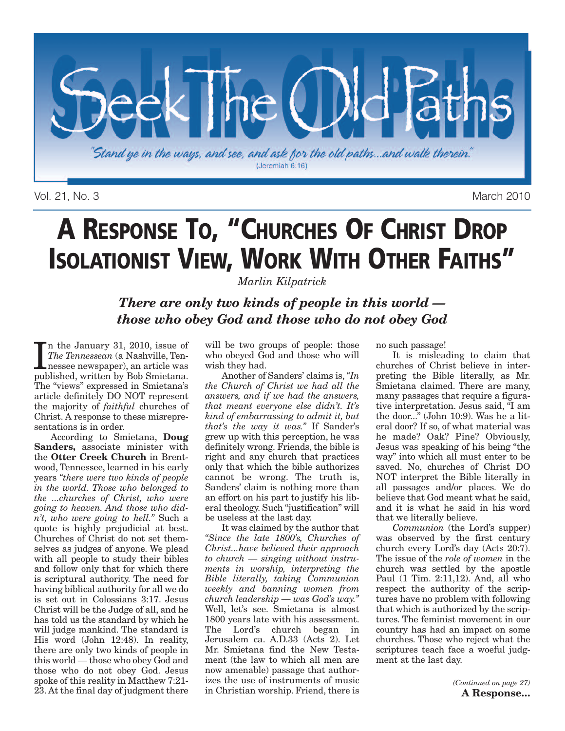# Seek The Old Paths

*"Stand ye in the ways, and see, and ask for the old paths...and walk therein."* (Jeremiah 6:16)

Vol. 21, No. 3 — March 2010

# A Response To, "Churches Of Christ Drop Isolationist View, Work With Other Faiths"

*Marlin Kilpatrick*

## *There are only two kinds of people in this world — those who obey God and those who do not obey God*

In the January 31, 2010, issue of *The Tennessean* (a Nashville, Tennessee newspaper), an article was published, written by Bob Smietana. The "views" expressed in Smietana's article definitely DO NOT represent the majority of *faithful* churches of Christ. A response to these misrepresentations is in order.

According to Smietana, **Doug Sanders,** associate minister with the **Otter Creek Church** in Brentwood, Tennessee, learned in his early years *"there were two kinds of people in the world. Those who belonged to the ...churches of Christ, who were going to heaven. And those who didn't, who were going to hell."* Such a quote is highly prejudicial at best. Churches of Christ do not set themselves as judges of anyone. We plead with all people to study their bibles and follow only that for which there is scriptural authority. The need for having biblical authority for all we do is set out in Colossians 3:17. Jesus Christ will be the Judge of all, and he has told us the standard by which he will judge mankind. The standard is His word (John 12:48). In reality, there are only two kinds of people in this world — those who obey God and those who do not obey God. Jesus spoke of this reality in Matthew 7:21-23. At the final day of judgment there will be two groups of people: those who obeyed God and those who will wish they had.

Another of Sanders' claims is, *"In the Church of Christ we had all the answers, and if we had the answers, that meant everyone else didn't. It's kind of embarrassing to admit it, but that's the way it was."* If Sander's grew up with this perception, he was definitely wrong. Friends, the bible is right and any church that practices only that which the bible authorizes cannot be wrong. The truth is, Sanders' claim is nothing more than an effort on his part to justify his liberal theology. Such "justification" will be useless at the last day.

It was claimed by the author that *"Since the late 1800's, Churches of Christ...have believed their approach to church — singing without instruments in worship, interpreting the Bible literally, taking Communion weekly and banning women from church leadership — was God's way."* Well, let's see. Smietana is almost 1800 years late with his assessment. The Lord's church began in Jerusalem ca. A.D.33 (Acts 2). Let Mr. Smietana find the New Testament (the law to which all men are now amenable) passage that authorizes the use of instruments of music in Christian worship. Friend, there is no such passage!

It is misleading to claim that churches of Christ believe in interpreting the Bible literally, as Mr. Smietana claimed. There are many, many passages that require a figurative interpretation. Jesus said, "I am the door..." (John 10:9). Was he a literal door? If so, of what material was he made? Oak? Pine? Obviously, Jesus was speaking of his being "the way" into which all must enter to be saved. No, churches of Christ DO NOT interpret the Bible literally in all passages and/or places. We do believe that God meant what he said, and it is what he said in his word that we literally believe.

*Communion* (the Lord's supper) was observed by the first century church every Lord's day (Acts 20:7). The issue of the *role of women* in the church was settled by the apostle Paul (1 Tim. 2:11,12). And, all who respect the authority of the scriptures have no problem with following that which is authorized by the scriptures. The feminist movement in our country has had an impact on some churches. Those who reject what the scriptures teach face a woeful judgment at the last day.

*(Continued on page 27)*
**A Response...**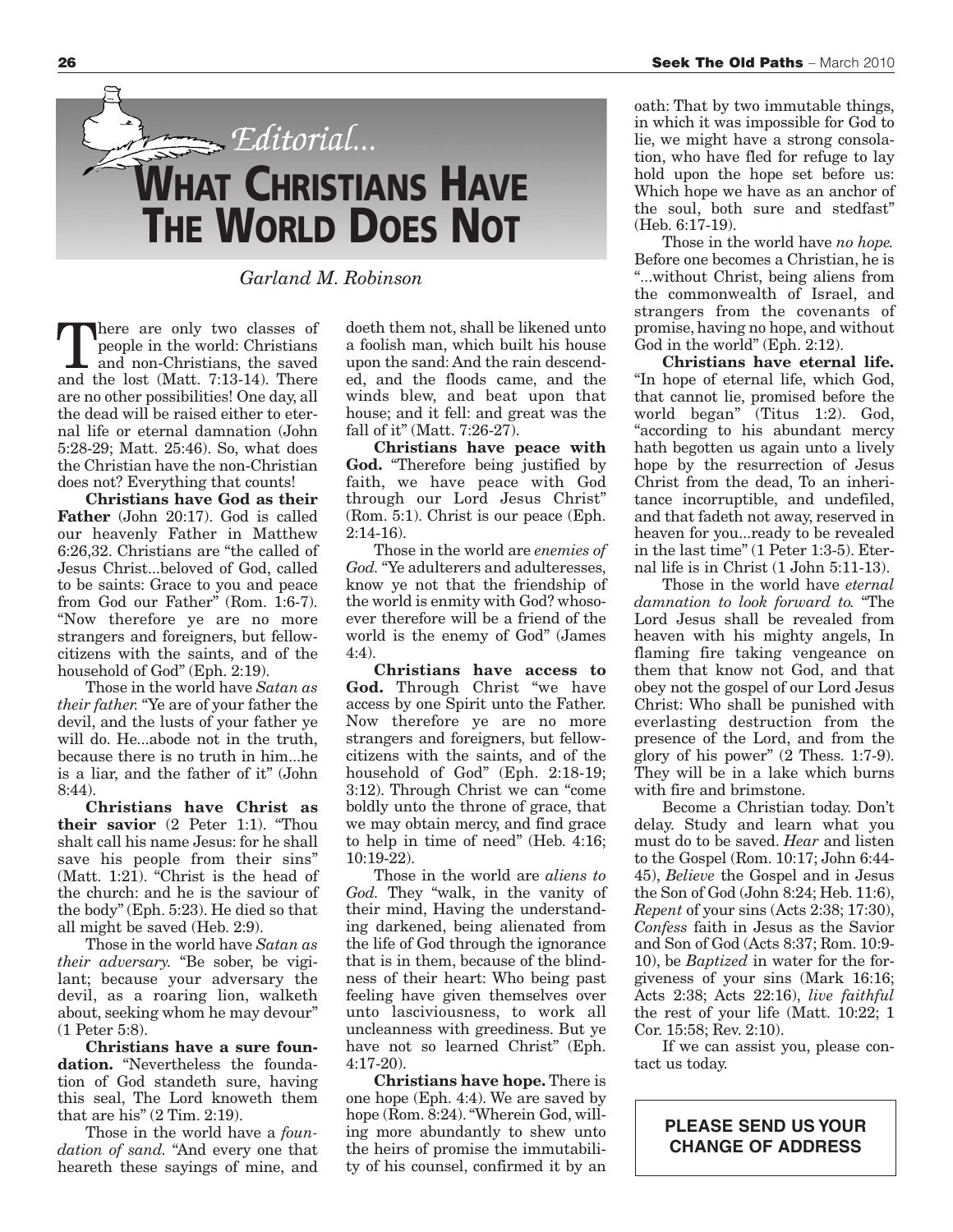*Editorial...*

# WHAT CHRISTIANS HAVE THE WORLD DOES NOT

*Garland M. Robinson*

There are only two classes of people in the world: Christians and non-Christians, the saved and the lost (Matt. 7:13-14). There are no other possibilities! One day, all the dead will be raised either to eternal life or eternal damnation (John 5:28-29; Matt. 25:46). So, what does the Christian have the non-Christian does not? Everything that counts!

**Christians have God as their Father** (John 20:17). God is called our heavenly Father in Matthew 6:26,32. Christians are "the called of Jesus Christ...beloved of God, called to be saints: Grace to you and peace from God our Father" (Rom. 1:6-7). "Now therefore ye are no more strangers and foreigners, but fellowcitizens with the saints, and of the household of God" (Eph. 2:19).

Those in the world have *Satan as their father.* "Ye are of your father the devil, and the lusts of your father ye will do. He...abode not in the truth, because there is no truth in him...he is a liar, and the father of it" (John 8:44).

**Christians have Christ as their savior** (2 Peter 1:1). "Thou shalt call his name Jesus: for he shall save his people from their sins" (Matt. 1:21). "Christ is the head of the church: and he is the saviour of the body" (Eph. 5:23). He died so that all might be saved (Heb. 2:9).

Those in the world have *Satan as their adversary.* "Be sober, be vigilant; because your adversary the devil, as a roaring lion, walketh about, seeking whom he may devour" (1 Peter 5:8).

**Christians have a sure foundation.** "Nevertheless the foundation of God standeth sure, having this seal, The Lord knoweth them that are his" (2 Tim. 2:19).

Those in the world have a *foundation of sand.* "And every one that heareth these sayings of mine, and doeth them not, shall be likened unto a foolish man, which built his house upon the sand: And the rain descended, and the floods came, and the winds blew, and beat upon that house; and it fell: and great was the fall of it" (Matt. 7:26-27).

**Christians have peace with God.** "Therefore being justified by faith, we have peace with God through our Lord Jesus Christ" (Rom. 5:1). Christ is our peace (Eph. 2:14-16).

Those in the world are *enemies of God.* "Ye adulterers and adulteresses, know ye not that the friendship of the world is enmity with God? whosoever therefore will be a friend of the world is the enemy of God" (James 4:4).

**Christians have access to God.** Through Christ "we have access by one Spirit unto the Father. Now therefore ye are no more strangers and foreigners, but fellowcitizens with the saints, and of the household of God" (Eph. 2:18-19; 3:12). Through Christ we can "come boldly unto the throne of grace, that we may obtain mercy, and find grace to help in time of need" (Heb. 4:16; 10:19-22).

Those in the world are *aliens to God.* They "walk, in the vanity of their mind, Having the understanding darkened, being alienated from the life of God through the ignorance that is in them, because of the blindness of their heart: Who being past feeling have given themselves over unto lasciviousness, to work all uncleanness with greediness. But ye have not so learned Christ" (Eph. 4:17-20).

**Christians have hope.** There is one hope (Eph. 4:4). We are saved by hope (Rom. 8:24). "Wherein God, willing more abundantly to shew unto the heirs of promise the immutability of his counsel, confirmed it by an oath: That by two immutable things, in which it was impossible for God to lie, we might have a strong consolation, who have fled for refuge to lay hold upon the hope set before us: Which hope we have as an anchor of the soul, both sure and stedfast" (Heb. 6:17-19).

Those in the world have *no hope.* Before one becomes a Christian, he is "...without Christ, being aliens from the commonwealth of Israel, and strangers from the covenants of promise, having no hope, and without God in the world" (Eph. 2:12).

**Christians have eternal life.** "In hope of eternal life, which God, that cannot lie, promised before the world began" (Titus 1:2). God, "according to his abundant mercy hath begotten us again unto a lively hope by the resurrection of Jesus Christ from the dead, To an inheritance incorruptible, and undefiled, and that fadeth not away, reserved in heaven for you...ready to be revealed in the last time" (1 Peter 1:3-5). Eternal life is in Christ (1 John 5:11-13).

Those in the world have *eternal damnation to look forward to.* "The Lord Jesus shall be revealed from heaven with his mighty angels, In flaming fire taking vengeance on them that know not God, and that obey not the gospel of our Lord Jesus Christ: Who shall be punished with everlasting destruction from the presence of the Lord, and from the glory of his power" (2 Thess. 1:7-9). They will be in a lake which burns with fire and brimstone.

Become a Christian today. Don't delay. Study and learn what you must do to be saved. *Hear* and listen to the Gospel (Rom. 10:17; John 6:44-45), *Believe* the Gospel and in Jesus the Son of God (John 8:24; Heb. 11:6), *Repent* of your sins (Acts 2:38; 17:30), *Confess* faith in Jesus as the Savior and Son of God (Acts 8:37; Rom. 10:9-10), be *Baptized* in water for the forgiveness of your sins (Mark 16:16; Acts 2:38; Acts 22:16), *live faithful* the rest of your life (Matt. 10:22; 1 Cor. 15:58; Rev. 2:10).

If we can assist you, please contact us today.

**PLEASE SEND US YOUR CHANGE OF ADDRESS**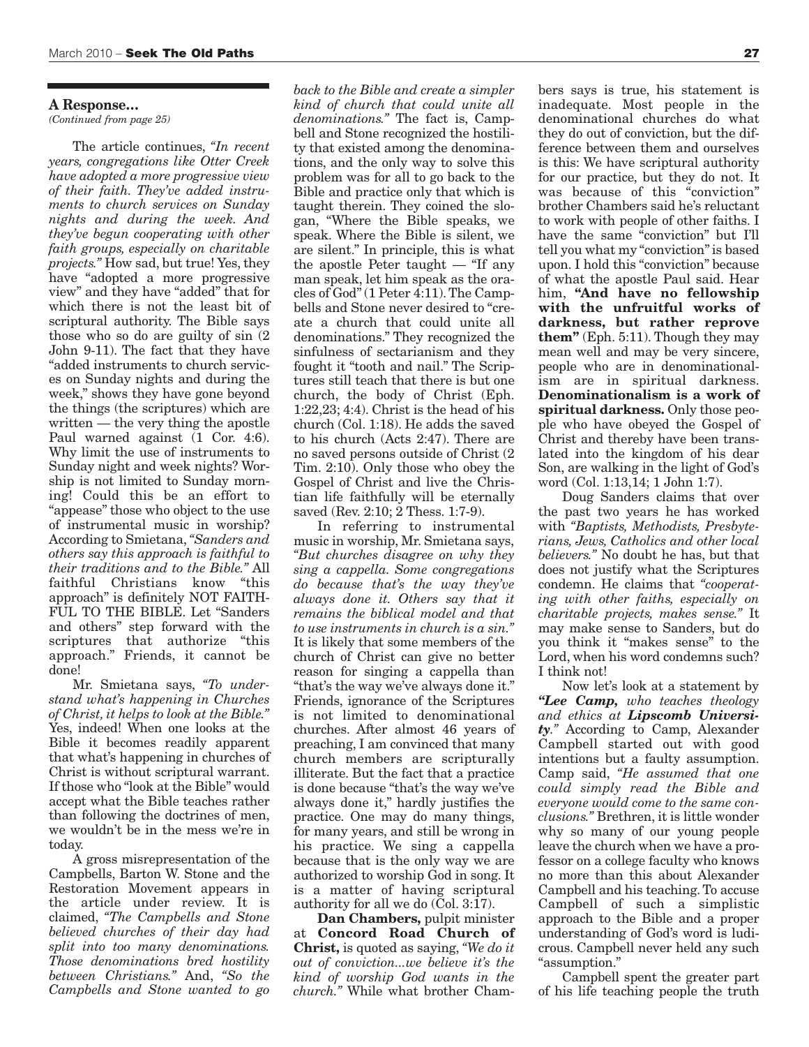**A Response...**
*(Continued from page 25)*

The article continues, *"In recent years, congregations like Otter Creek have adopted a more progressive view of their faith. They've added instruments to church services on Sunday nights and during the week. And they've begun cooperating with other faith groups, especially on charitable projects."* How sad, but true! Yes, they have "adopted a more progressive view" and they have "added" that for which there is not the least bit of scriptural authority. The Bible says those who so do are guilty of sin (2 John 9-11). The fact that they have "added instruments to church services on Sunday nights and during the week," shows they have gone beyond the things (the scriptures) which are written — the very thing the apostle Paul warned against (1 Cor. 4:6). Why limit the use of instruments to Sunday night and week nights? Worship is not limited to Sunday morning! Could this be an effort to "appease" those who object to the use of instrumental music in worship? According to Smietana, *"Sanders and others say this approach is faithful to their traditions and to the Bible."* All faithful Christians know "this approach" is definitely NOT FAITHFUL TO THE BIBLE. Let "Sanders and others" step forward with the scriptures that authorize "this approach." Friends, it cannot be done!

Mr. Smietana says, *"To understand what's happening in Churches of Christ, it helps to look at the Bible."* Yes, indeed! When one looks at the Bible it becomes readily apparent that what's happening in churches of Christ is without scriptural warrant. If those who "look at the Bible" would accept what the Bible teaches rather than following the doctrines of men, we wouldn't be in the mess we're in today.

A gross misrepresentation of the Campbells, Barton W. Stone and the Restoration Movement appears in the article under review. It is claimed, *"The Campbells and Stone believed churches of their day had split into too many denominations. Those denominations bred hostility between Christians."* And, *"So the Campbells and Stone wanted to go back to the Bible and create a simpler kind of church that could unite all denominations."* The fact is, Campbell and Stone recognized the hostility that existed among the denominations, and the only way to solve this problem was for all to go back to the Bible and practice only that which is taught therein. They coined the slogan, "Where the Bible speaks, we speak. Where the Bible is silent, we are silent." In principle, this is what the apostle Peter taught — "If any man speak, let him speak as the oracles of God" (1 Peter 4:11). The Campbells and Stone never desired to "create a church that could unite all denominations." They recognized the sinfulness of sectarianism and they fought it "tooth and nail." The Scriptures still teach that there is but one church, the body of Christ (Eph. 1:22,23; 4:4). Christ is the head of his church (Col. 1:18). He adds the saved to his church (Acts 2:47). There are no saved persons outside of Christ (2 Tim. 2:10). Only those who obey the Gospel of Christ and live the Christian life faithfully will be eternally saved (Rev. 2:10; 2 Thess. 1:7-9).

In referring to instrumental music in worship, Mr. Smietana says, *"But churches disagree on why they sing a cappella. Some congregations do because that's the way they've always done it. Others say that it remains the biblical model and that to use instruments in church is a sin."* It is likely that some members of the church of Christ can give no better reason for singing a cappella than "that's the way we've always done it." Friends, ignorance of the Scriptures is not limited to denominational churches. After almost 46 years of preaching, I am convinced that many church members are scripturally illiterate. But the fact that a practice is done because "that's the way we've always done it," hardly justifies the practice. One may do many things, for many years, and still be wrong in his practice. We sing a cappella because that is the only way we are authorized to worship God in song. It is a matter of having scriptural authority for all we do (Col. 3:17).

**Dan Chambers,** pulpit minister at **Concord Road Church of Christ,** is quoted as saying, *"We do it out of conviction...we believe it's the kind of worship God wants in the church."* While what brother Chambers says is true, his statement is inadequate. Most people in the denominational churches do what they do out of conviction, but the difference between them and ourselves is this: We have scriptural authority for our practice, but they do not. It was because of this "conviction" brother Chambers said he's reluctant to work with people of other faiths. I have the same "conviction" but I'll tell you what my "conviction" is based upon. I hold this "conviction" because of what the apostle Paul said. Hear him, **"And have no fellowship with the unfruitful works of darkness, but rather reprove them"** (Eph. 5:11). Though they may mean well and may be very sincere, people who are in denominationalism are in spiritual darkness. **Denominationalism is a work of spiritual darkness.** Only those people who have obeyed the Gospel of Christ and thereby have been translated into the kingdom of his dear Son, are walking in the light of God's word (Col. 1:13,14; 1 John 1:7).

Doug Sanders claims that over the past two years he has worked with *"Baptists, Methodists, Presbyterians, Jews, Catholics and other local believers."* No doubt he has, but that does not justify what the Scriptures condemn. He claims that *"cooperating with other faiths, especially on charitable projects, makes sense."* It may make sense to Sanders, but do you think it "makes sense" to the Lord, when his word condemns such? I think not!

Now let's look at a statement by ***"Lee Camp,** who teaches theology and ethics at **Lipscomb University.**"* According to Camp, Alexander Campbell started out with good intentions but a faulty assumption. Camp said, *"He assumed that one could simply read the Bible and everyone would come to the same conclusions."* Brethren, it is little wonder why so many of our young people leave the church when we have a professor on a college faculty who knows no more than this about Alexander Campbell and his teaching. To accuse Campbell of such a simplistic approach to the Bible and a proper understanding of God's word is ludicrous. Campbell never held any such "assumption."

Campbell spent the greater part of his life teaching people the truth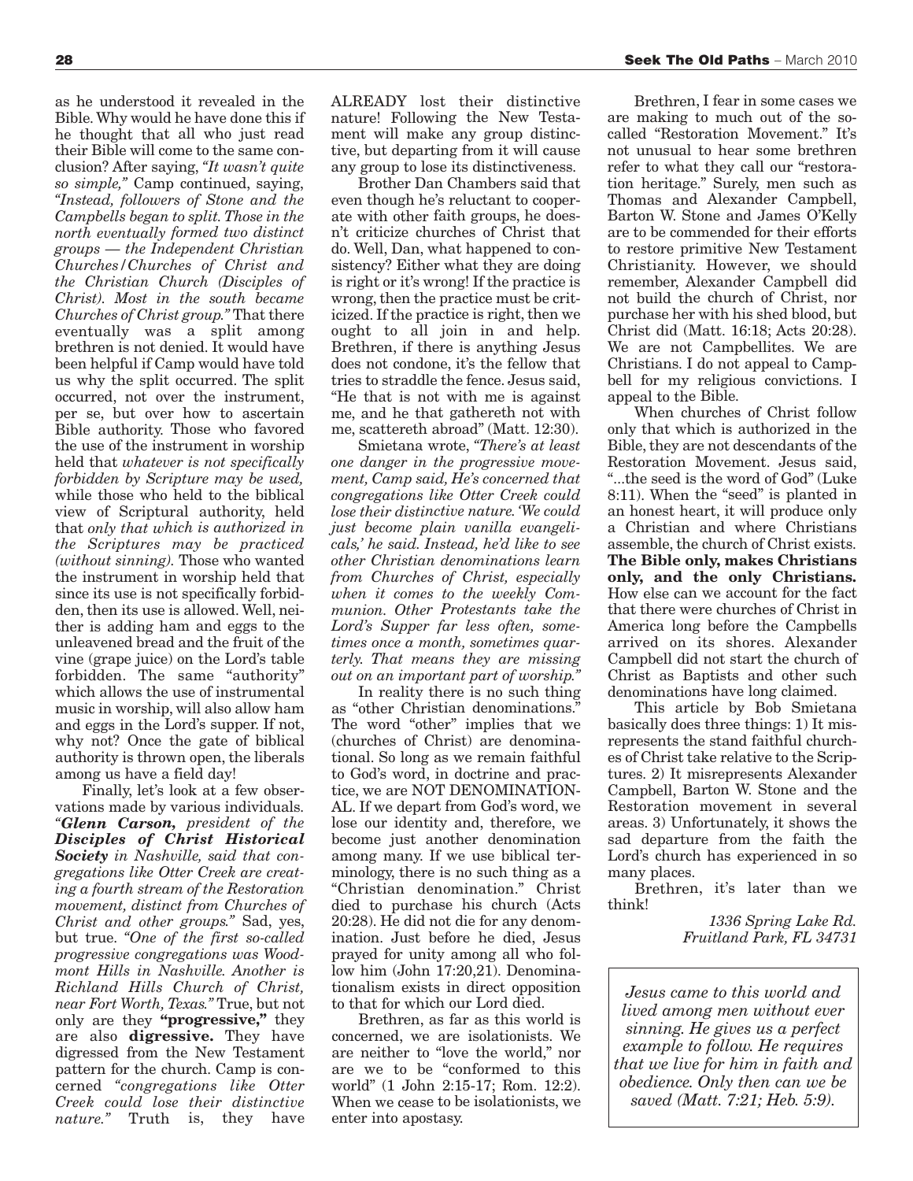as he understood it revealed in the Bible. Why would he have done this if he thought that all who just read their Bible will come to the same conclusion? After saying, *"It wasn't quite so simple,"* Camp continued, saying, *"Instead, followers of Stone and the Campbells began to split. Those in the north eventually formed two distinct groups — the Independent Christian Churches/Churches of Christ and the Christian Church (Disciples of Christ). Most in the south became Churches of Christ group."* That there eventually was a split among brethren is not denied. It would have been helpful if Camp would have told us why the split occurred. The split occurred, not over the instrument, per se, but over how to ascertain Bible authority. Those who favored the use of the instrument in worship held that *whatever is not specifically forbidden by Scripture may be used,* while those who held to the biblical view of Scriptural authority, held that *only that which is authorized in the Scriptures may be practiced (without sinning).* Those who wanted the instrument in worship held that since its use is not specifically forbidden, then its use is allowed. Well, neither is adding ham and eggs to the unleavened bread and the fruit of the vine (grape juice) on the Lord's table forbidden. The same "authority" which allows the use of instrumental music in worship, will also allow ham and eggs in the Lord's supper. If not, why not? Once the gate of biblical authority is thrown open, the liberals among us have a field day!

Finally, let's look at a few observations made by various individuals. *"**Glenn Carson,** president of the **Disciples of Christ Historical Society** in Nashville, said that congregations like Otter Creek are creating a fourth stream of the Restoration movement, distinct from Churches of Christ and other groups."* Sad, yes, but true. *"One of the first so-called progressive congregations was Woodmont Hills in Nashville. Another is Richland Hills Church of Christ, near Fort Worth, Texas."* True, but not only are they **"progressive,"** they are also **digressive.** They have digressed from the New Testament pattern for the church. Camp is concerned *"congregations like Otter Creek could lose their distinctive nature."* Truth is, they have ALREADY lost their distinctive nature! Following the New Testament will make any group distinctive, but departing from it will cause any group to lose its distinctiveness.

Brother Dan Chambers said that even though he's reluctant to cooperate with other faith groups, he doesn't criticize churches of Christ that do. Well, Dan, what happened to consistency? Either what they are doing is right or it's wrong! If the practice is wrong, then the practice must be criticized. If the practice is right, then we ought to all join in and help. Brethren, if there is anything Jesus does not condone, it's the fellow that tries to straddle the fence. Jesus said, "He that is not with me is against me, and he that gathereth not with me, scattereth abroad" (Matt. 12:30).

Smietana wrote, *"There's at least one danger in the progressive movement, Camp said, He's concerned that congregations like Otter Creek could lose their distinctive nature. 'We could just become plain vanilla evangelicals,' he said. Instead, he'd like to see other Christian denominations learn from Churches of Christ, especially when it comes to the weekly Communion. Other Protestants take the Lord's Supper far less often, sometimes once a month, sometimes quarterly. That means they are missing out on an important part of worship."*

In reality there is no such thing as "other Christian denominations." The word "other" implies that we (churches of Christ) are denominational. So long as we remain faithful to God's word, in doctrine and practice, we are NOT DENOMINATIONAL. If we depart from God's word, we lose our identity and, therefore, we become just another denomination among many. If we use biblical terminology, there is no such thing as a "Christian denomination." Christ died to purchase his church (Acts 20:28). He did not die for any denomination. Just before he died, Jesus prayed for unity among all who follow him (John 17:20,21). Denominationalism exists in direct opposition to that for which our Lord died.

Brethren, as far as this world is concerned, we are isolationists. We are neither to "love the world," nor are we to be "conformed to this world" (1 John 2:15-17; Rom. 12:2). When we cease to be isolationists, we enter into apostasy.

Brethren, I fear in some cases we are making to much out of the so-called "Restoration Movement." It's not unusual to hear some brethren refer to what they call our "restoration heritage." Surely, men such as Thomas and Alexander Campbell, Barton W. Stone and James O'Kelly are to be commended for their efforts to restore primitive New Testament Christianity. However, we should remember, Alexander Campbell did not build the church of Christ, nor purchase her with his shed blood, but Christ did (Matt. 16:18; Acts 20:28). We are not Campbellites. We are Christians. I do not appeal to Campbell for my religious convictions. I appeal to the Bible.

When churches of Christ follow only that which is authorized in the Bible, they are not descendants of the Restoration Movement. Jesus said, "...the seed is the word of God" (Luke 8:11). When the "seed" is planted in an honest heart, it will produce only a Christian and where Christians assemble, the church of Christ exists. **The Bible only, makes Christians only, and the only Christians.** How else can we account for the fact that there were churches of Christ in America long before the Campbells arrived on its shores. Alexander Campbell did not start the church of Christ as Baptists and other such denominations have long claimed.

This article by Bob Smietana basically does three things: 1) It misrepresents the stand faithful churches of Christ take relative to the Scriptures. 2) It misrepresents Alexander Campbell, Barton W. Stone and the Restoration movement in several areas. 3) Unfortunately, it shows the sad departure from the faith the Lord's church has experienced in so many places.

Brethren, it's later than we think!

*1336 Spring Lake Rd.*
*Fruitland Park, FL 34731*

*Jesus came to this world and lived among men without ever sinning. He gives us a perfect example to follow. He requires that we live for him in faith and obedience. Only then can we be saved (Matt. 7:21; Heb. 5:9).*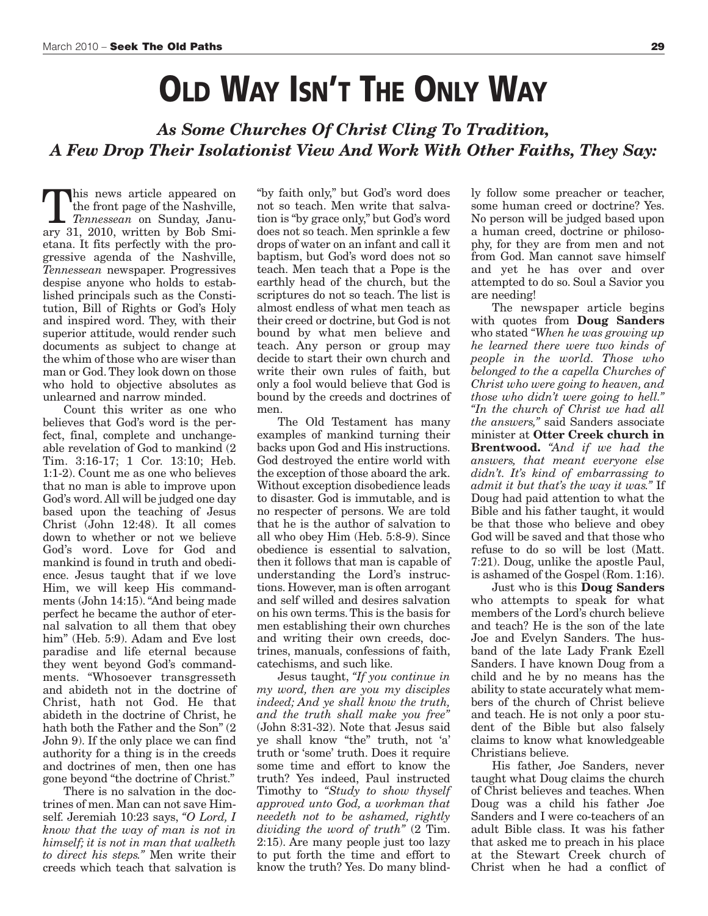# OLD WAY ISN'T THE ONLY WAY

## *As Some Churches Of Christ Cling To Tradition, A Few Drop Their Isolationist View And Work With Other Faiths, They Say:*

This news article appeared on the front page of the Nashville, *Tennessean* on Sunday, January 31, 2010, written by Bob Smietana. It fits perfectly with the progressive agenda of the Nashville, *Tennessean* newspaper. Progressives despise anyone who holds to established principals such as the Constitution, Bill of Rights or God's Holy and inspired word. They, with their superior attitude, would render such documents as subject to change at the whim of those who are wiser than man or God. They look down on those who hold to objective absolutes as unlearned and narrow minded.

Count this writer as one who believes that God's word is the perfect, final, complete and unchangeable revelation of God to mankind (2 Tim. 3:16-17; 1 Cor. 13:10; Heb. 1:1-2). Count me as one who believes that no man is able to improve upon God's word. All will be judged one day based upon the teaching of Jesus Christ (John 12:48). It all comes down to whether or not we believe God's word. Love for God and mankind is found in truth and obedience. Jesus taught that if we love Him, we will keep His commandments (John 14:15). "And being made perfect he became the author of eternal salvation to all them that obey him" (Heb. 5:9). Adam and Eve lost paradise and life eternal because they went beyond God's commandments. "Whosoever transgresseth and abideth not in the doctrine of Christ, hath not God. He that abideth in the doctrine of Christ, he hath both the Father and the Son" (2 John 9). If the only place we can find authority for a thing is in the creeds and doctrines of men, then one has gone beyond "the doctrine of Christ."

There is no salvation in the doctrines of men. Man can not save Himself. Jeremiah 10:23 says, *"O Lord, I know that the way of man is not in himself; it is not in man that walketh to direct his steps."* Men write their creeds which teach that salvation is "by faith only," but God's word does not so teach. Men write that salvation is "by grace only," but God's word does not so teach. Men sprinkle a few drops of water on an infant and call it baptism, but God's word does not so teach. Men teach that a Pope is the earthly head of the church, but the scriptures do not so teach. The list is almost endless of what men teach as their creed or doctrine, but God is not bound by what men believe and teach. Any person or group may decide to start their own church and write their own rules of faith, but only a fool would believe that God is bound by the creeds and doctrines of men.

The Old Testament has many examples of mankind turning their backs upon God and His instructions. God destroyed the entire world with the exception of those aboard the ark. Without exception disobedience leads to disaster. God is immutable, and is no respecter of persons. We are told that he is the author of salvation to all who obey Him (Heb. 5:8-9). Since obedience is essential to salvation, then it follows that man is capable of understanding the Lord's instructions. However, man is often arrogant and self willed and desires salvation on his own terms. This is the basis for men establishing their own churches and writing their own creeds, doctrines, manuals, confessions of faith, catechisms, and such like.

Jesus taught, *"If you continue in my word, then are you my disciples indeed; And ye shall know the truth, and the truth shall make you free"* (John 8:31-32). Note that Jesus said ye shall know "the" truth, not 'a' truth or 'some' truth. Does it require some time and effort to know the truth? Yes indeed, Paul instructed Timothy to *"Study to show thyself approved unto God, a workman that needeth not to be ashamed, rightly dividing the word of truth"* (2 Tim. 2:15). Are many people just too lazy to put forth the time and effort to know the truth? Yes. Do many blindly follow some preacher or teacher, some human creed or doctrine? Yes. No person will be judged based upon a human creed, doctrine or philosophy, for they are from men and not from God. Man cannot save himself and yet he has over and over attempted to do so. Soul a Savior you are needing!

The newspaper article begins with quotes from **Doug Sanders** who stated *"When he was growing up he learned there were two kinds of people in the world. Those who belonged to the a capella Churches of Christ who were going to heaven, and those who didn't were going to hell." "In the church of Christ we had all the answers,"* said Sanders associate minister at **Otter Creek church in Brentwood.** *"And if we had the answers, that meant everyone else didn't. It's kind of embarrassing to admit it but that's the way it was."* If Doug had paid attention to what the Bible and his father taught, it would be that those who believe and obey God will be saved and that those who refuse to do so will be lost (Matt. 7:21). Doug, unlike the apostle Paul, is ashamed of the Gospel (Rom. 1:16).

Just who is this **Doug Sanders** who attempts to speak for what members of the Lord's church believe and teach? He is the son of the late Joe and Evelyn Sanders. The husband of the late Lady Frank Ezell Sanders. I have known Doug from a child and he by no means has the ability to state accurately what members of the church of Christ believe and teach. He is not only a poor student of the Bible but also falsely claims to know what knowledgeable Christians believe.

His father, Joe Sanders, never taught what Doug claims the church of Christ believes and teaches. When Doug was a child his father Joe Sanders and I were co-teachers of an adult Bible class. It was his father that asked me to preach in his place at the Stewart Creek church of Christ when he had a conflict of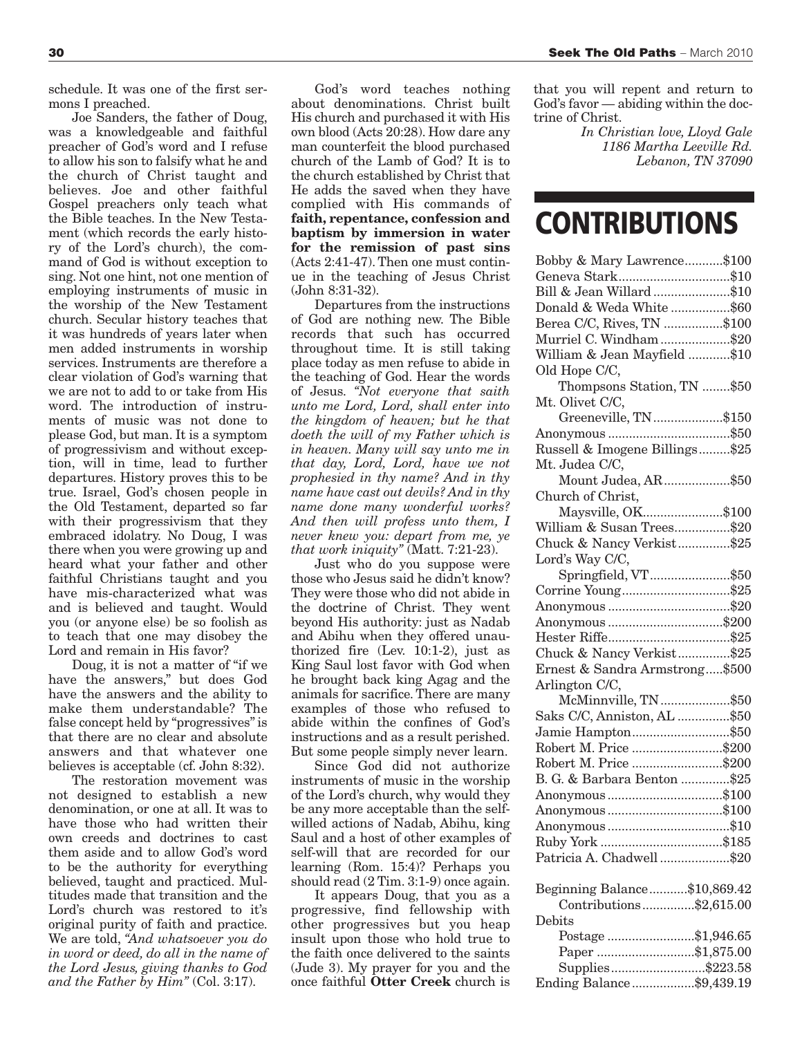schedule. It was one of the first sermons I preached.

Joe Sanders, the father of Doug, was a knowledgeable and faithful preacher of God's word and I refuse to allow his son to falsify what he and the church of Christ taught and believes. Joe and other faithful Gospel preachers only teach what the Bible teaches. In the New Testament (which records the early history of the Lord's church), the command of God is without exception to sing. Not one hint, not one mention of employing instruments of music in the worship of the New Testament church. Secular history teaches that it was hundreds of years later when men added instruments in worship services. Instruments are therefore a clear violation of God's warning that we are not to add to or take from His word. The introduction of instruments of music was not done to please God, but man. It is a symptom of progressivism and without exception, will in time, lead to further departures. History proves this to be true. Israel, God's chosen people in the Old Testament, departed so far with their progressivism that they embraced idolatry. No Doug, I was there when you were growing up and heard what your father and other faithful Christians taught and you have mis-characterized what was and is believed and taught. Would you (or anyone else) be so foolish as to teach that one may disobey the Lord and remain in His favor?

Doug, it is not a matter of "if we have the answers," but does God have the answers and the ability to make them understandable? The false concept held by "progressives" is that there are no clear and absolute answers and that whatever one believes is acceptable (cf. John 8:32).

The restoration movement was not designed to establish a new denomination, or one at all. It was to have those who had written their own creeds and doctrines to cast them aside and to allow God's word to be the authority for everything believed, taught and practiced. Multitudes made that transition and the Lord's church was restored to it's original purity of faith and practice. We are told, *"And whatsoever you do in word or deed, do all in the name of the Lord Jesus, giving thanks to God and the Father by Him"* (Col. 3:17).

God's word teaches nothing about denominations. Christ built His church and purchased it with His own blood (Acts 20:28). How dare any man counterfeit the blood purchased church of the Lamb of God? It is to the church established by Christ that He adds the saved when they have complied with His commands of **faith, repentance, confession and baptism by immersion in water for the remission of past sins** (Acts 2:41-47). Then one must continue in the teaching of Jesus Christ (John 8:31-32).

Departures from the instructions of God are nothing new. The Bible records that such has occurred throughout time. It is still taking place today as men refuse to abide in the teaching of God. Hear the words of Jesus. *"Not everyone that saith unto me Lord, Lord, shall enter into the kingdom of heaven; but he that doeth the will of my Father which is in heaven. Many will say unto me in that day, Lord, Lord, have we not prophesied in thy name? And in thy name have cast out devils? And in thy name done many wonderful works? And then will profess unto them, I never knew you: depart from me, ye that work iniquity"* (Matt. 7:21-23).

Just who do you suppose were those who Jesus said he didn't know? They were those who did not abide in the doctrine of Christ. They went beyond His authority: just as Nadab and Abihu when they offered unauthorized fire (Lev. 10:1-2), just as King Saul lost favor with God when he brought back king Agag and the animals for sacrifice. There are many examples of those who refused to abide within the confines of God's instructions and as a result perished. But some people simply never learn.

Since God did not authorize instruments of music in the worship of the Lord's church, why would they be any more acceptable than the self-willed actions of Nadab, Abihu, king Saul and a host of other examples of self-will that are recorded for our learning (Rom. 15:4)? Perhaps you should read (2 Tim. 3:1-9) once again.

It appears Doug, that you as a progressive, find fellowship with other progressives but you heap insult upon those who hold true to the faith once delivered to the saints (Jude 3). My prayer for you and the once faithful **Otter Creek** church is that you will repent and return to God's favor — abiding within the doctrine of Christ.

*In Christian love, Lloyd Gale*
*1186 Martha Leeville Rd.*
*Lebanon, TN 37090*

# CONTRIBUTIONS

| Contributor | Amount |
|---|---|
| Bobby & Mary Lawrence | $100 |
| Geneva Stark | $10 |
| Bill & Jean Willard | $10 |
| Donald & Weda White | $60 |
| Berea C/C, Rives, TN | $100 |
| Murriel C. Windham | $20 |
| William & Jean Mayfield | $10 |
| Old Hope C/C, Thompsons Station, TN | $50 |
| Mt. Olivet C/C, Greeneville, TN | $150 |
| Anonymous | $50 |
| Russell & Imogene Billings | $25 |
| Mt. Judea C/C, Mount Judea, AR | $50 |
| Church of Christ, Maysville, OK | $100 |
| William & Susan Trees | $20 |
| Chuck & Nancy Verkist | $25 |
| Lord's Way C/C, Springfield, VT | $50 |
| Corrine Young | $25 |
| Anonymous | $20 |
| Anonymous | $200 |
| Hester Riffe | $25 |
| Chuck & Nancy Verkist | $25 |
| Ernest & Sandra Armstrong | $500 |
| Arlington C/C, McMinnville, TN | $50 |
| Saks C/C, Anniston, AL | $50 |
| Jamie Hampton | $50 |
| Robert M. Price | $200 |
| Robert M. Price | $200 |
| B. G. & Barbara Benton | $25 |
| Anonymous | $100 |
| Anonymous | $100 |
| Anonymous | $10 |
| Ruby York | $185 |
| Patricia A. Chadwell | $20 |

| | |
|---|---|
| Beginning Balance | $10,869.42 |
| Contributions | $2,615.00 |
| Debits | |
| Postage | $1,946.65 |
| Paper | $1,875.00 |
| Supplies | $223.58 |
| Ending Balance | $9,439.19 |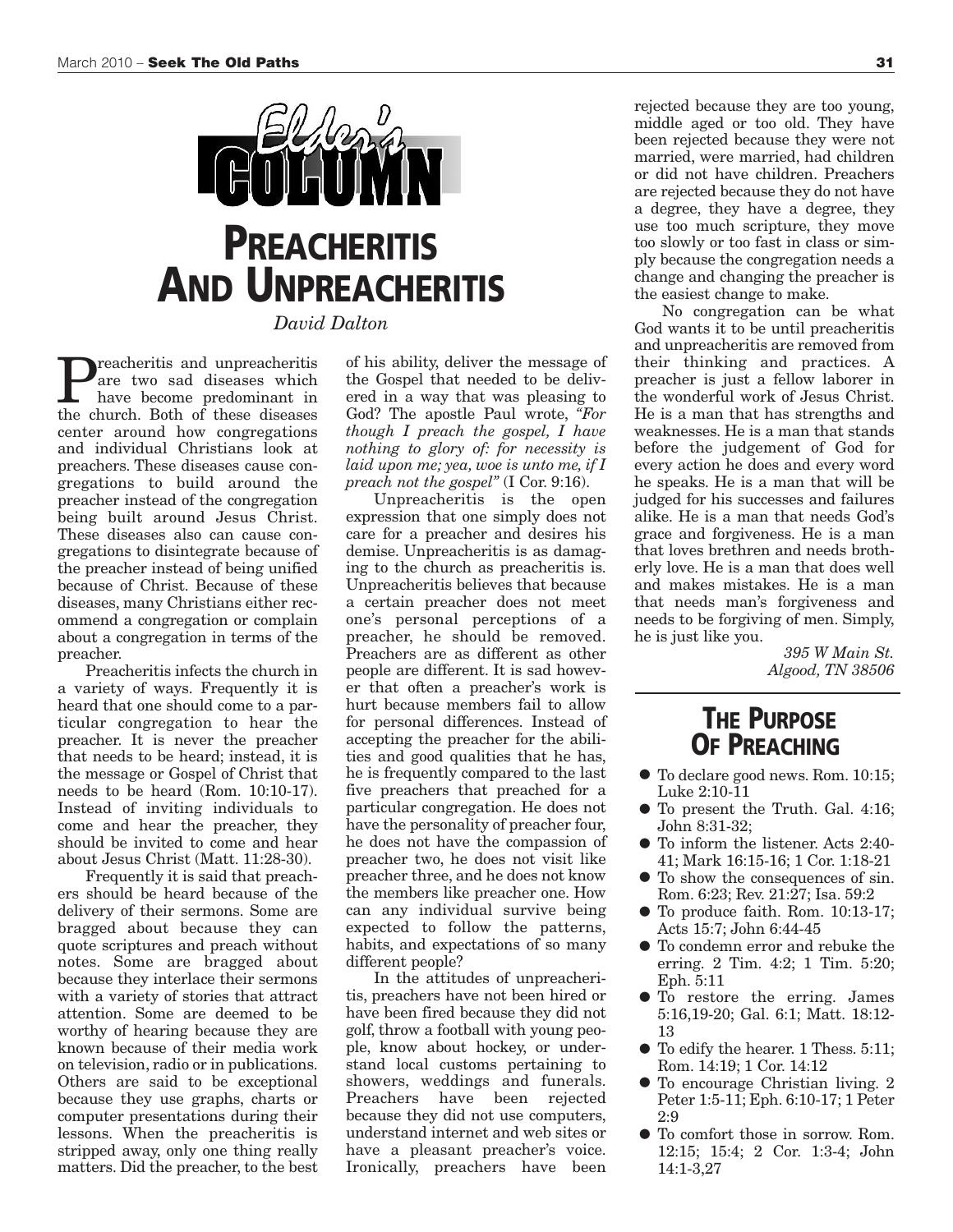## Elder's Column

# Preacheritis And Unpreacheritis

*David Dalton*

Preacheritis and unpreacheritis are two sad diseases which have become predominant in the church. Both of these diseases center around how congregations and individual Christians look at preachers. These diseases cause congregations to build around the preacher instead of the congregation being built around Jesus Christ. These diseases also can cause congregations to disintegrate because of the preacher instead of being unified because of Christ. Because of these diseases, many Christians either recommend a congregation or complain about a congregation in terms of the preacher.

Preacheritis infects the church in a variety of ways. Frequently it is heard that one should come to a particular congregation to hear the preacher. It is never the preacher that needs to be heard; instead, it is the message or Gospel of Christ that needs to be heard (Rom. 10:10-17). Instead of inviting individuals to come and hear the preacher, they should be invited to come and hear about Jesus Christ (Matt. 11:28-30).

Frequently it is said that preachers should be heard because of the delivery of their sermons. Some are bragged about because they can quote scriptures and preach without notes. Some are bragged about because they interlace their sermons with a variety of stories that attract attention. Some are deemed to be worthy of hearing because they are known because of their media work on television, radio or in publications. Others are said to be exceptional because they use graphs, charts or computer presentations during their lessons. When the preacheritis is stripped away, only one thing really matters. Did the preacher, to the best of his ability, deliver the message of the Gospel that needed to be delivered in a way that was pleasing to God? The apostle Paul wrote, *"For though I preach the gospel, I have nothing to glory of: for necessity is laid upon me; yea, woe is unto me, if I preach not the gospel"* (I Cor. 9:16).

Unpreacheritis is the open expression that one simply does not care for a preacher and desires his demise. Unpreacheritis is as damaging to the church as preacheritis is. Unpreacheritis believes that because a certain preacher does not meet one's personal perceptions of a preacher, he should be removed. Preachers are as different as other people are different. It is sad however that often a preacher's work is hurt because members fail to allow for personal differences. Instead of accepting the preacher for the abilities and good qualities that he has, he is frequently compared to the last five preachers that preached for a particular congregation. He does not have the personality of preacher four, he does not have the compassion of preacher two, he does not visit like preacher three, and he does not know the members like preacher one. How can any individual survive being expected to follow the patterns, habits, and expectations of so many different people?

In the attitudes of unpreacheritis, preachers have not been hired or have been fired because they did not golf, throw a football with young people, know about hockey, or understand local customs pertaining to showers, weddings and funerals. Preachers have been rejected because they did not use computers, understand internet and web sites or have a pleasant preacher's voice. Ironically, preachers have been rejected because they are too young, middle aged or too old. They have been rejected because they were not married, were married, had children or did not have children. Preachers are rejected because they do not have a degree, they have a degree, they use too much scripture, they move too slowly or too fast in class or simply because the congregation needs a change and changing the preacher is the easiest change to make.

No congregation can be what God wants it to be until preacheritis and unpreacheritis are removed from their thinking and practices. A preacher is just a fellow laborer in the wonderful work of Jesus Christ. He is a man that has strengths and weaknesses. He is a man that stands before the judgement of God for every action he does and every word he speaks. He is a man that will be judged for his successes and failures alike. He is a man that needs God's grace and forgiveness. He is a man that loves brethren and needs brotherly love. He is a man that does well and makes mistakes. He is a man that needs man's forgiveness and needs to be forgiving of men. Simply, he is just like you.

*395 W Main St.*
*Algood, TN 38506*

---

# The Purpose Of Preaching

- To declare good news. Rom. 10:15; Luke 2:10-11
- To present the Truth. Gal. 4:16; John 8:31-32;
- To inform the listener. Acts 2:40-41; Mark 16:15-16; 1 Cor. 1:18-21
- To show the consequences of sin. Rom. 6:23; Rev. 21:27; Isa. 59:2
- To produce faith. Rom. 10:13-17; Acts 15:7; John 6:44-45
- To condemn error and rebuke the erring. 2 Tim. 4:2; 1 Tim. 5:20; Eph. 5:11
- To restore the erring. James 5:16,19-20; Gal. 6:1; Matt. 18:12-13
- To edify the hearer. 1 Thess. 5:11; Rom. 14:19; 1 Cor. 14:12
- To encourage Christian living. 2 Peter 1:5-11; Eph. 6:10-17; 1 Peter 2:9
- To comfort those in sorrow. Rom. 12:15; 15:4; 2 Cor. 1:3-4; John 14:1-3,27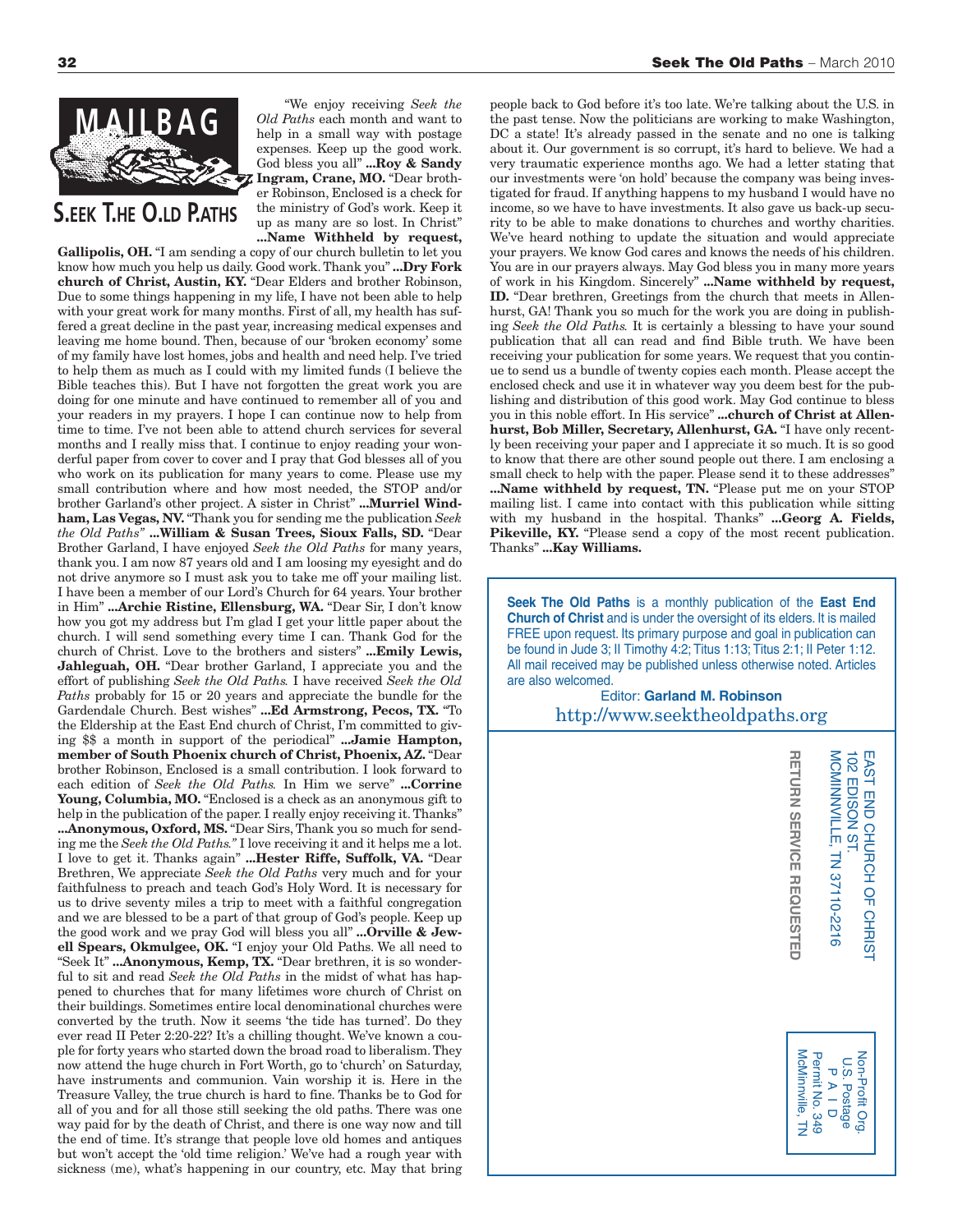# MAILBAG

## S.EEK T.HE O.LD P.ATHS

"We enjoy receiving *Seek the Old Paths* each month and want to help in a small way with postage expenses. Keep up the good work. God bless you all" **...Roy & Sandy Ingram, Crane, MO.** "Dear brother Robinson, Enclosed is a check for the ministry of God's work. Keep it up as many are so lost. In Christ" **...Name Withheld by request, Gallipolis, OH.** "I am sending a copy of our church bulletin to let you know how much you help us daily. Good work. Thank you" **...Dry Fork church of Christ, Austin, KY.** "Dear Elders and brother Robinson, Due to some things happening in my life, I have not been able to help with your great work for many months. First of all, my health has suffered a great decline in the past year, increasing medical expenses and leaving me home bound. Then, because of our 'broken economy' some of my family have lost homes, jobs and health and need help. I've tried to help them as much as I could with my limited funds (I believe the Bible teaches this). But I have not forgotten the great work you are doing for one minute and have continued to remember all of you and your readers in my prayers. I hope I can continue now to help from time to time. I've not been able to attend church services for several months and I really miss that. I continue to enjoy reading your wonderful paper from cover to cover and I pray that God blesses all of you who work on its publication for many years to come. Please use my small contribution where and how most needed, the STOP and/or brother Garland's other project. A sister in Christ" **...Muriel Windham, Las Vegas, NV.** "Thank you for sending me the publication *Seek the Old Paths*" **...William & Susan Trees, Sioux Falls, SD.** "Dear Brother Garland, I have enjoyed *Seek the Old Paths* for many years, thank you. I am now 87 years old and I am loosing my eyesight and do not drive anymore so I must ask you to take me off your mailing list. I have been a member of our Lord's Church for 64 years. Your brother in Him" **...Archie Ristine, Ellensburg, WA.** "Dear Sir, I don't know how you got my address but I'm glad I get your little paper about the church. I will send something every time I can. Thank God for the church of Christ. Love to the brothers and sisters" **...Emily Lewis, Jahleguah, OH.** "Dear brother Garland, I appreciate you and the effort of publishing *Seek the Old Paths.* I have received *Seek the Old Paths* probably for 15 or 20 years and appreciate the bundle for the Gardendale Church. Best wishes" **...Ed Armstrong, Pecos, TX.** "To the Eldership at the East End church of Christ, I'm committed to giving $$ a month in support of the periodical" **...Jamie Hampton, member of South Phoenix church of Christ, Phoenix, AZ.** "Dear brother Robinson, Enclosed is a small contribution. I look forward to each edition of *Seek the Old Paths.* In Him we serve" **...Corrine Young, Columbia, MO.** "Enclosed is a check as an anonymous gift to help in the publication of the paper. I really enjoy receiving it. Thanks" **...Anonymous, Oxford, MS.** "Dear Sirs, Thank you so much for sending me the *Seek the Old Paths."* I love receiving it and it helps me a lot. I love to get it. Thanks again" **...Hester Riffe, Suffolk, VA.** "Dear Brethren, We appreciate *Seek the Old Paths* very much and for your faithfulness to preach and teach God's Holy Word. It is necessary for us to drive seventy miles a trip to meet with a faithful congregation and we are blessed to be a part of that group of God's people. Keep up the good work and we pray God will bless you all" **...Orville & Jewell Spears, Okmulgee, OK.** "I enjoy your Old Paths. We all need to "Seek It" **...Anonymous, Kemp, TX.** "Dear brethren, it is so wonderful to sit and read *Seek the Old Paths* in the midst of what has happened to churches that for many lifetimes wore church of Christ on their buildings. Sometimes entire local denominational churches were converted by the truth. Now it seems 'the tide has turned'. Do they ever read II Peter 2:20-22? It's a chilling thought. We've known a couple for forty years who started down the broad road to liberalism. They now attend the huge church in Fort Worth, go to 'church' on Saturday, have instruments and communion. Vain worship it is. Here in the Treasure Valley, the true church is hard to fine. Thanks be to God for all of you and for all those still seeking the old paths. There was one way paid for by the death of Christ, and there is one way now and till the end of time. It's strange that people love old homes and antiques but won't accept the 'old time religion.' We've had a rough year with sickness (me), what's happening in our country, etc. May that bring people back to God before it's too late. We're talking about the U.S. in the past tense. Now the politicians are working to make Washington, DC a state! It's already passed in the senate and no one is talking about it. Our government is so corrupt, it's hard to believe. We had a very traumatic experience months ago. We had a letter stating that our investments were 'on hold' because the company was being investigated for fraud. If anything happens to my husband I would have no income, so we have to have investments. It also gave us back-up security to be able to make donations to churches and worthy charities. We've heard nothing to update the situation and would appreciate your prayers. We know God cares and knows the needs of his children. You are in our prayers always. May God bless you in many more years of work in his Kingdom. Sincerely" **...Name withheld by request, ID.** "Dear brethren, Greetings from the church that meets in Allenhurst, GA! Thank you so much for the work you are doing in publishing *Seek the Old Paths.* It is certainly a blessing to have your sound publication that all can read and find Bible truth. We have been receiving your publication for some years. We request that you continue to send us a bundle of twenty copies each month. Please accept the enclosed check and use it in whatever way you deem best for the publishing and distribution of this good work. May God continue to bless you in this noble effort. In His service" **...church of Christ at Allenhurst, Bob Miller, Secretary, Allenhurst, GA.** "I have only recently been receiving your paper and I appreciate it so much. It is so good to know that there are other sound people out there. I am enclosing a small check to help with the paper. Please send it to these addresses" **...Name withheld by request, TN.** "Please put me on your STOP mailing list. I came into contact with this publication while sitting with my husband in the hospital. Thanks" **...Georg A. Fields, Pikeville, KY.** "Please send a copy of the most recent publication. Thanks" **...Kay Williams.**

---

**Seek The Old Paths** is a monthly publication of the **East End Church of Christ** and is under the oversight of its elders. It is mailed FREE upon request. Its primary purpose and goal in publication can be found in Jude 3; II Timothy 4:2; Titus 1:13; Titus 2:1; II Peter 1:12. All mail received may be published unless otherwise noted. Articles are also welcomed.

Editor: **Garland M. Robinson**

http://www.seektheoldpaths.org

EAST END CHURCH OF CHRIST
102 EDISON ST.
MCMINNVILLE, TN 37110-2216

**RETURN SERVICE REQUESTED**

Non-Profit Org.
U.S. Postage
P A I D
Permit No. 349
McMinnville, TN